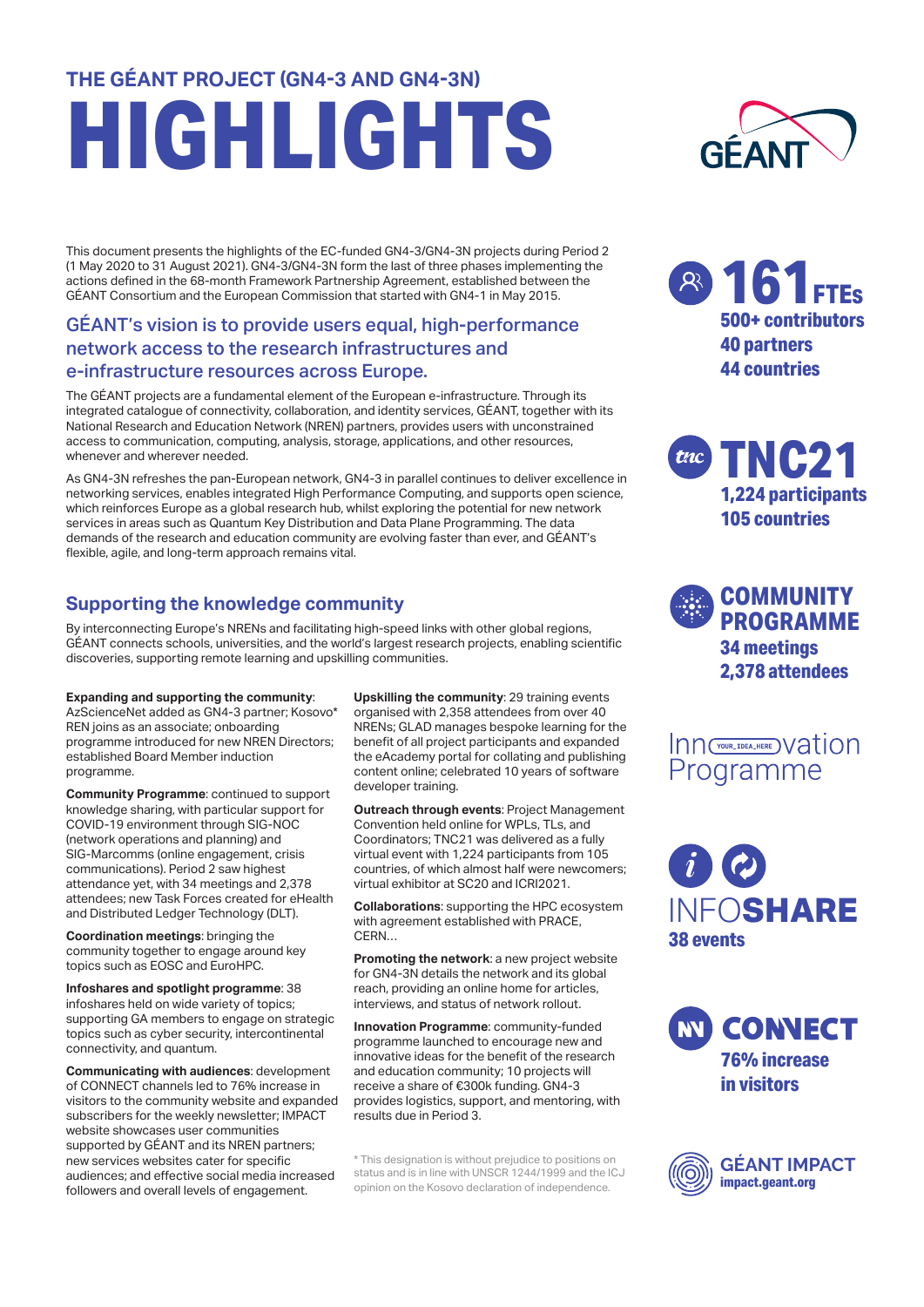## THE GÉANT PROJECT (GN4-3 AND GN4-3N)

# HIGHLIGHTS

This document presents the highlights of the EC-funded GN4-3/GN4-3N projects during Period 2 (1 May 2020 to 31 August 2021). GN4-3/GN4-3N form the last of three phases implementing the actions defined in the 68-month Framework Partnership Agreement, established between the GÉANT Consortium and the European Commission that started with GN4-1 in May 2015.

### GÉANT's vision is to provide users equal, high-performance network access to the research infrastructures and e-infrastructure resources across Europe.

The GÉANT projects are a fundamental element of the European e-infrastructure. Through its integrated catalogue of connectivity, collaboration, and identity services, GÉANT, together with its National Research and Education Network (NREN) partners, provides users with unconstrained access to communication, computing, analysis, storage, applications, and other resources, whenever and wherever needed.

As GN4-3N refreshes the pan-European network, GN4-3 in parallel continues to deliver excellence in networking services, enables integrated High Performance Computing, and supports open science, which reinforces Europe as a global research hub, whilst exploring the potential for new network services in areas such as Quantum Key Distribution and Data Plane Programming. The data demands of the research and education community are evolving faster than ever, and GÉANT's flexible, agile, and long-term approach remains vital.

## Supporting the knowledge community

By interconnecting Europe's NRENs and facilitating high-speed links with other global regions, GÉANT connects schools, universities, and the world's largest research projects, enabling scientific discoveries, supporting remote learning and upskilling communities.

**Expanding and supporting the community**: AzScienceNet added as GN4-3 partner; Kosovo* REN joins as an associate; onboarding programme introduced for new NREN Directors; established Board Member induction programme.

**Community Programme**: continued to support knowledge sharing, with particular support for COVID-19 environment through SIG-NOC (network operations and planning) and SIG-Marcomms (online engagement, crisis communications). Period 2 saw highest attendance yet, with 34 meetings and 2,378 attendees; new Task Forces created for eHealth and Distributed Ledger Technology (DLT).

**Coordination meetings**: bringing the community together to engage around key topics such as EOSC and EuroHPC.

**Infoshares and spotlight programme**: 38 infoshares held on wide variety of topics; supporting GA members to engage on strategic topics such as cyber security, intercontinental connectivity, and quantum.

**Communicating with audiences**: development of CONNECT channels led to 76% increase in visitors to the community website and expanded subscribers for the weekly newsletter; IMPACT website showcases user communities supported by GÉANT and its NREN partners; new services websites cater for specific audiences; and effective social media increased followers and overall levels of engagement.

**Upskilling the community**: 29 training events organised with 2,358 attendees from over 40 NRENs; GLAD manages bespoke learning for the benefit of all project participants and expanded the eAcademy portal for collating and publishing content online; celebrated 10 years of software developer training.

**Outreach through events**: Project Management Convention held online for WPLs, TLs, and Coordinators; TNC21 was delivered as a fully virtual event with 1,224 participants from 105 countries, of which almost half were newcomers; virtual exhibitor at SC20 and ICRI2021.

**Collaborations**: supporting the HPC ecosystem with agreement established with PRACE, CERN…

**Promoting the network**: a new project website for GN4-3N details the network and its global reach, providing an online home for articles, interviews, and status of network rollout.

**Innovation Programme**: community-funded programme launched to encourage new and innovative ideas for the benefit of the research and education community; 10 projects will receive a share of €300k funding. GN4-3 provides logistics, support, and mentoring, with results due in Period 3.

\* This designation is without prejudice to positions on status and is in line with UNSCR 1244/1999 and the ICJ opinion on the Kosovo declaration of independence.

**161 FTEs**
**500+ contributors**
**40 partners**
**44 countries**

**TNC21**
**1,224 participants**
**105 countries**

**COMMUNITY PROGRAMME**
**34 meetings**
**2,378 attendees**

Innovation Programme

**INFOSHARE**
**38 events**

**CONNECT**
**76% increase in visitors**

**GÉANT IMPACT**
**impact.geant.org**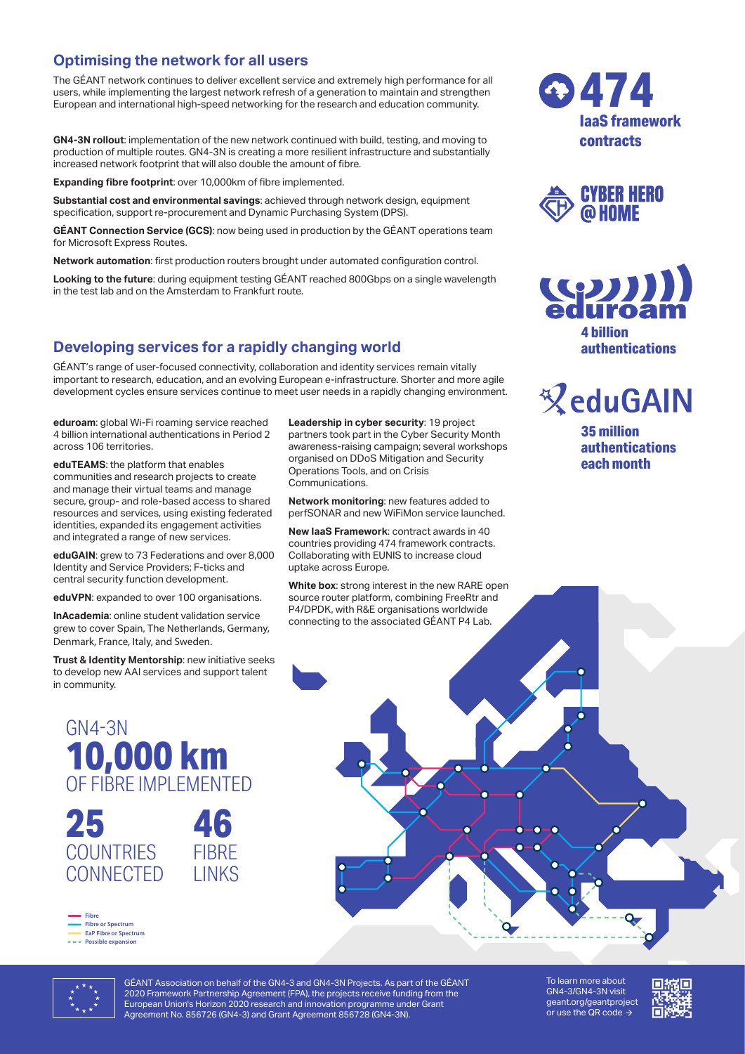## Optimising the network for all users

The GÉANT network continues to deliver excellent service and extremely high performance for all users, while implementing the largest network refresh of a generation to maintain and strengthen European and international high-speed networking for the research and education community.

**GN4-3N rollout**: implementation of the new network continued with build, testing, and moving to production of multiple routes. GN4-3N is creating a more resilient infrastructure and substantially increased network footprint that will also double the amount of fibre.

**Expanding fibre footprint**: over 10,000km of fibre implemented.

**Substantial cost and environmental savings**: achieved through network design, equipment specification, support re-procurement and Dynamic Purchasing System (DPS).

**GÉANT Connection Service (GCS)**: now being used in production by the GÉANT operations team for Microsoft Express Routes.

**Network automation**: first production routers brought under automated configuration control.

**Looking to the future**: during equipment testing GÉANT reached 800Gbps on a single wavelength in the test lab and on the Amsterdam to Frankfurt route.

**474** IaaS framework contracts

CYBER HERO @HOME

eduroam **4 billion** authentications

eduGAIN **35 million** authentications each month

## Developing services for a rapidly changing world

GÉANT's range of user-focused connectivity, collaboration and identity services remain vitally important to research, education, and an evolving European e-infrastructure. Shorter and more agile development cycles ensure services continue to meet user needs in a rapidly changing environment.

**eduroam**: global Wi-Fi roaming service reached 4 billion international authentications in Period 2 across 106 territories.

**eduTEAMS**: the platform that enables communities and research projects to create and manage their virtual teams and manage secure, group- and role-based access to shared resources and services, using existing federated identities, expanded its engagement activities and integrated a range of new services.

**eduGAIN**: grew to 73 Federations and over 8,000 Identity and Service Providers; F-ticks and central security function development.

**eduVPN**: expanded to over 100 organisations.

**InAcademia**: online student validation service grew to cover Spain, The Netherlands, Germany, Denmark, France, Italy, and Sweden.

**Trust & Identity Mentorship**: new initiative seeks to develop new AAI services and support talent in community.

**Leadership in cyber security**: 19 project partners took part in the Cyber Security Month awareness-raising campaign; several workshops organised on DDoS Mitigation and Security Operations Tools, and on Crisis Communications.

**Network monitoring**: new features added to perfSONAR and new WiFiMon service launched.

**New IaaS Framework**: contract awards in 40 countries providing 474 framework contracts. Collaborating with EUNIS to increase cloud uptake across Europe.

**White box**: strong interest in the new RARE open source router platform, combining FreeRtr and P4/DPDK, with R&E organisations worldwide connecting to the associated GÉANT P4 Lab.

GN4-3N **10,000 km** OF FIBRE IMPLEMENTED

**25** COUNTRIES CONNECTED

**46** FIBRE LINKS

Fibre
Fibre or Spectrum
EaP Fibre or Spectrum
Possible expansion

GÉANT Association on behalf of the GN4-3 and GN4-3N Projects. As part of the GÉANT 2020 Framework Partnership Agreement (FPA), the projects receive funding from the European Union's Horizon 2020 research and innovation programme under Grant Agreement No. 856726 (GN4-3) and Grant Agreement 856728 (GN4-3N).

To learn more about GN4-3/GN4-3N visit geant.org/geantproject or use the QR code →